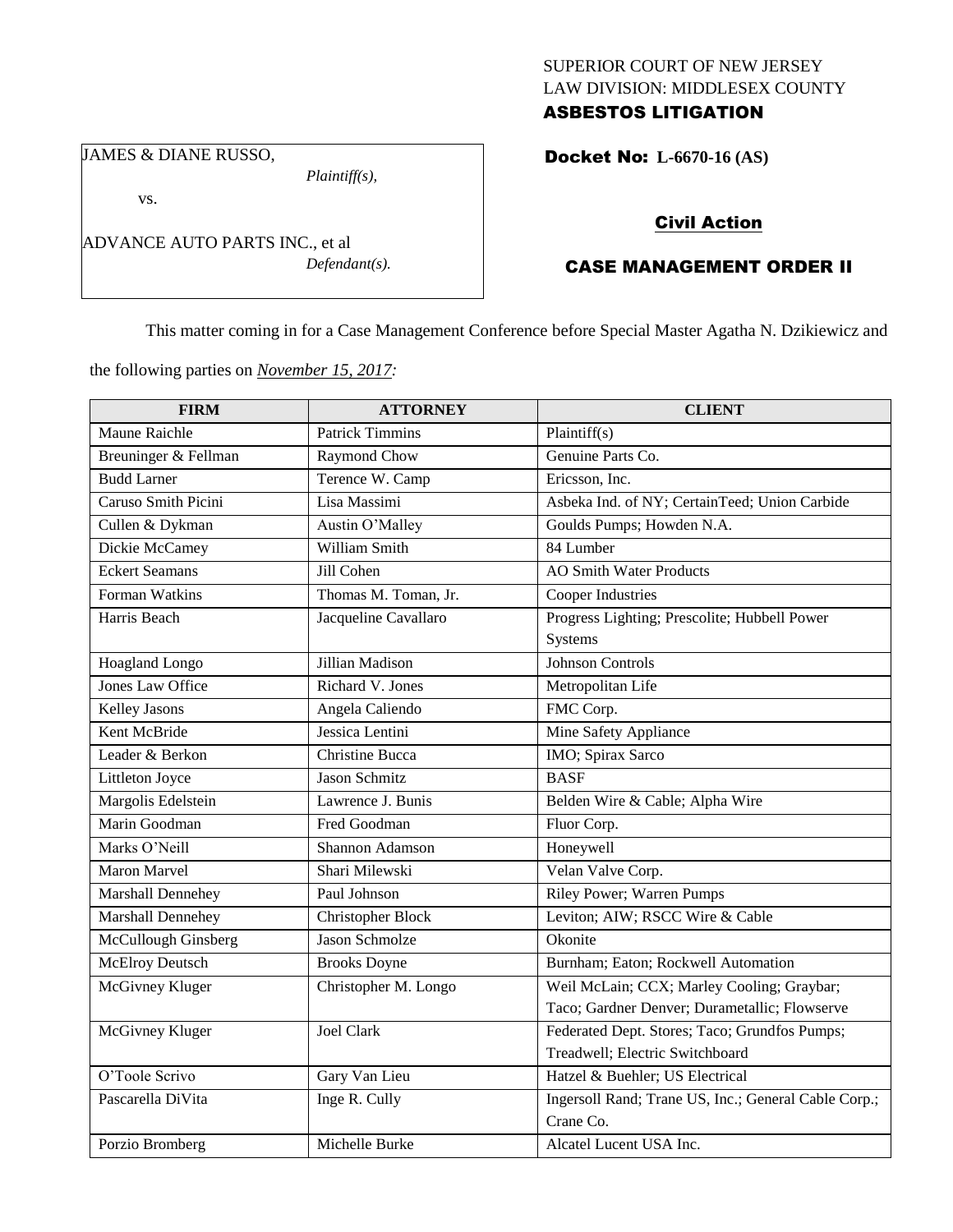SUPERIOR COURT OF NEW JERSEY
LAW DIVISION: MIDDLESEX COUNTY
**ASBESTOS LITIGATION**

JAMES & DIANE RUSSO,
*Plaintiff(s),*

vs.

ADVANCE AUTO PARTS INC., et al
*Defendant(s).*

**Docket No: L-6670-16 (AS)**

**Civil Action**

**CASE MANAGEMENT ORDER II**

This matter coming in for a Case Management Conference before Special Master Agatha N. Dzikiewicz and the following parties on *November 15, 2017:*

| FIRM | ATTORNEY | CLIENT |
|---|---|---|
| Maune Raichle | Patrick Timmins | Plaintiff(s) |
| Breuninger & Fellman | Raymond Chow | Genuine Parts Co. |
| Budd Larner | Terence W. Camp | Ericsson, Inc. |
| Caruso Smith Picini | Lisa Massimi | Asbeka Ind. of NY; CertainTeed; Union Carbide |
| Cullen & Dykman | Austin O'Malley | Goulds Pumps; Howden N.A. |
| Dickie McCamey | William Smith | 84 Lumber |
| Eckert Seamans | Jill Cohen | AO Smith Water Products |
| Forman Watkins | Thomas M. Toman, Jr. | Cooper Industries |
| Harris Beach | Jacqueline Cavallaro | Progress Lighting; Prescolite; Hubbell Power Systems |
| Hoagland Longo | Jillian Madison | Johnson Controls |
| Jones Law Office | Richard V. Jones | Metropolitan Life |
| Kelley Jasons | Angela Caliendo | FMC Corp. |
| Kent McBride | Jessica Lentini | Mine Safety Appliance |
| Leader & Berkon | Christine Bucca | IMO; Spirax Sarco |
| Littleton Joyce | Jason Schmitz | BASF |
| Margolis Edelstein | Lawrence J. Bunis | Belden Wire & Cable; Alpha Wire |
| Marin Goodman | Fred Goodman | Fluor Corp. |
| Marks O'Neill | Shannon Adamson | Honeywell |
| Maron Marvel | Shari Milewski | Velan Valve Corp. |
| Marshall Dennehey | Paul Johnson | Riley Power; Warren Pumps |
| Marshall Dennehey | Christopher Block | Leviton; AIW; RSCC Wire & Cable |
| McCullough Ginsberg | Jason Schmolze | Okonite |
| McElroy Deutsch | Brooks Doyne | Burnham; Eaton; Rockwell Automation |
| McGivney Kluger | Christopher M. Longo | Weil McLain; CCX; Marley Cooling; Graybar; Taco; Gardner Denver; Durametallic; Flowserve |
| McGivney Kluger | Joel Clark | Federated Dept. Stores; Taco; Grundfos Pumps; Treadwell; Electric Switchboard |
| O'Toole Scrivo | Gary Van Lieu | Hatzel & Buehler; US Electrical |
| Pascarella DiVita | Inge R. Cully | Ingersoll Rand; Trane US, Inc.; General Cable Corp.; Crane Co. |
| Porzio Bromberg | Michelle Burke | Alcatel Lucent USA Inc. |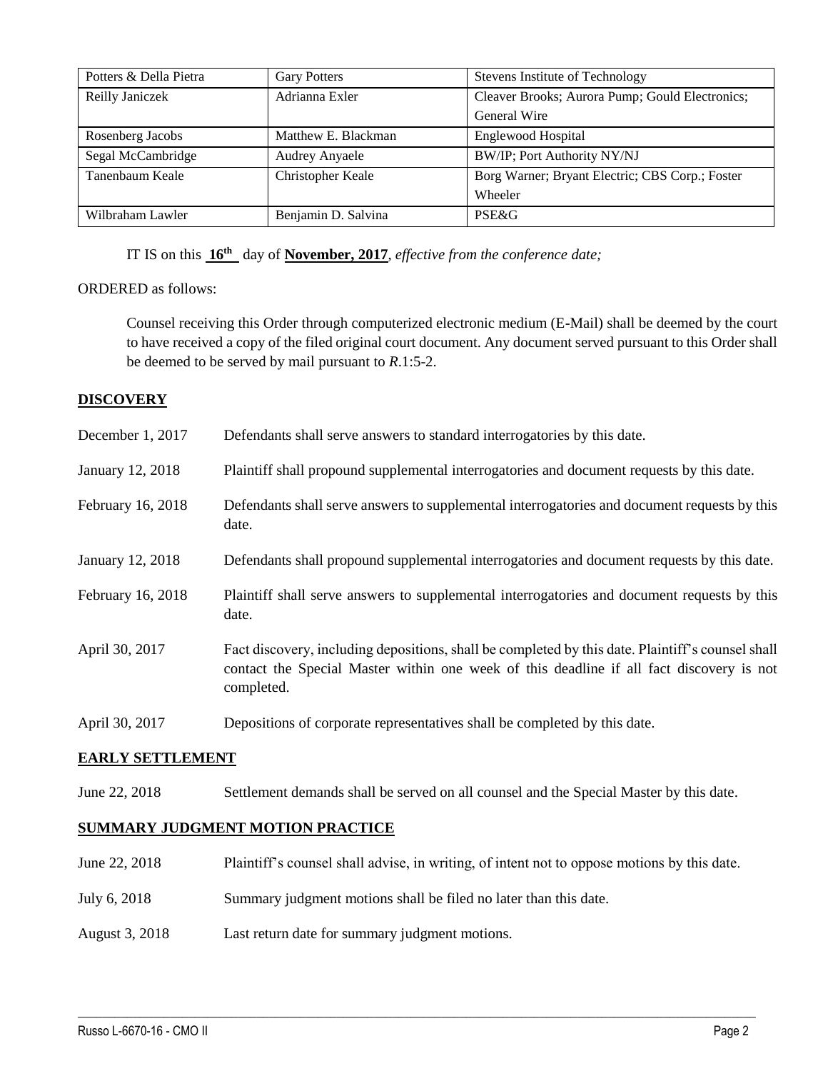| Potters & Della Pietra | Gary Potters | Stevens Institute of Technology |
|---|---|---|
| Reilly Janiczek | Adrianna Exler | Cleaver Brooks; Aurora Pump; Gould Electronics; General Wire |
| Rosenberg Jacobs | Matthew E. Blackman | Englewood Hospital |
| Segal McCambridge | Audrey Anyaele | BW/IP; Port Authority NY/NJ |
| Tanenbaum Keale | Christopher Keale | Borg Warner; Bryant Electric; CBS Corp.; Foster Wheeler |
| Wilbraham Lawler | Benjamin D. Salvina | PSE&G |

IT IS on this **16th** day of **November, 2017**, *effective from the conference date;*

ORDERED as follows:

Counsel receiving this Order through computerized electronic medium (E-Mail) shall be deemed by the court to have received a copy of the filed original court document. Any document served pursuant to this Order shall be deemed to be served by mail pursuant to *R*.1:5-2.

## DISCOVERY

| | |
|---|---|
| December 1, 2017 | Defendants shall serve answers to standard interrogatories by this date. |
| January 12, 2018 | Plaintiff shall propound supplemental interrogatories and document requests by this date. |
| February 16, 2018 | Defendants shall serve answers to supplemental interrogatories and document requests by this date. |
| January 12, 2018 | Defendants shall propound supplemental interrogatories and document requests by this date. |
| February 16, 2018 | Plaintiff shall serve answers to supplemental interrogatories and document requests by this date. |
| April 30, 2017 | Fact discovery, including depositions, shall be completed by this date. Plaintiff's counsel shall contact the Special Master within one week of this deadline if all fact discovery is not completed. |
| April 30, 2017 | Depositions of corporate representatives shall be completed by this date. |

## EARLY SETTLEMENT

| | |
|---|---|
| June 22, 2018 | Settlement demands shall be served on all counsel and the Special Master by this date. |

## SUMMARY JUDGMENT MOTION PRACTICE

| | |
|---|---|
| June 22, 2018 | Plaintiff's counsel shall advise, in writing, of intent not to oppose motions by this date. |
| July 6, 2018 | Summary judgment motions shall be filed no later than this date. |
| August 3, 2018 | Last return date for summary judgment motions. |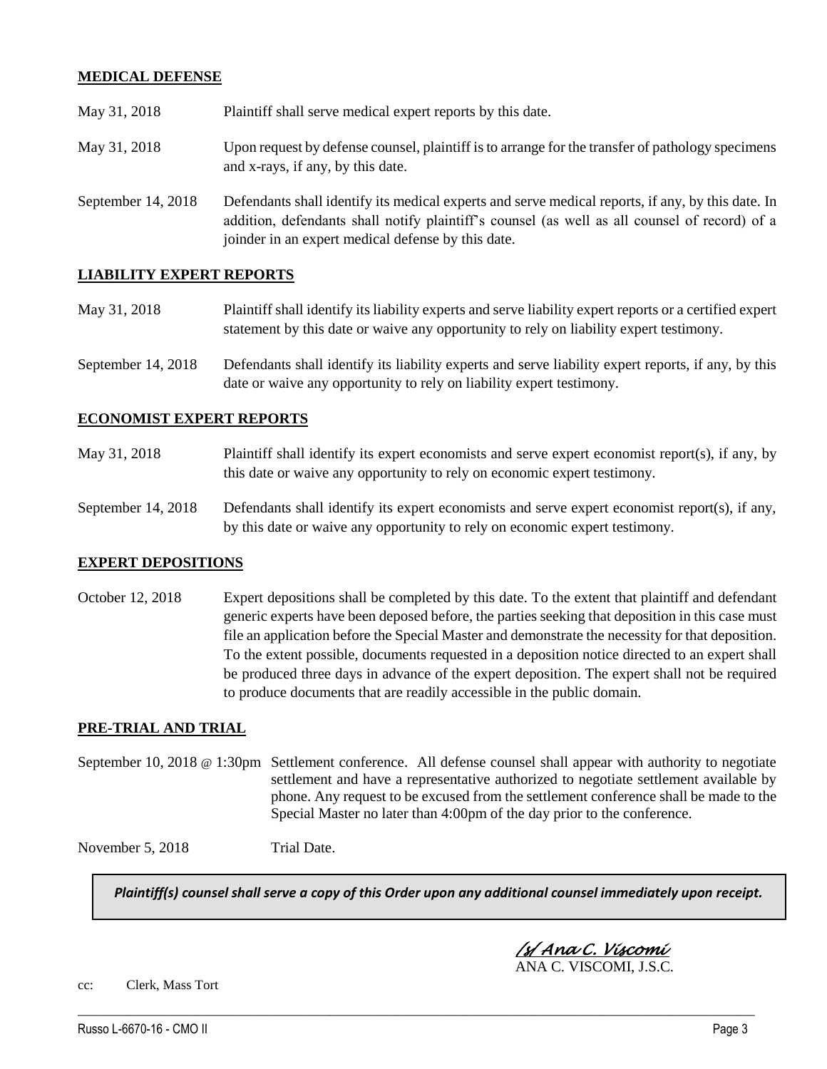**MEDICAL DEFENSE**

| | |
|---|---|
| May 31, 2018 | Plaintiff shall serve medical expert reports by this date. |
| May 31, 2018 | Upon request by defense counsel, plaintiff is to arrange for the transfer of pathology specimens and x-rays, if any, by this date. |
| September 14, 2018 | Defendants shall identify its medical experts and serve medical reports, if any, by this date. In addition, defendants shall notify plaintiff's counsel (as well as all counsel of record) of a joinder in an expert medical defense by this date. |

**LIABILITY EXPERT REPORTS**

| | |
|---|---|
| May 31, 2018 | Plaintiff shall identify its liability experts and serve liability expert reports or a certified expert statement by this date or waive any opportunity to rely on liability expert testimony. |
| September 14, 2018 | Defendants shall identify its liability experts and serve liability expert reports, if any, by this date or waive any opportunity to rely on liability expert testimony. |

**ECONOMIST EXPERT REPORTS**

| | |
|---|---|
| May 31, 2018 | Plaintiff shall identify its expert economists and serve expert economist report(s), if any, by this date or waive any opportunity to rely on economic expert testimony. |
| September 14, 2018 | Defendants shall identify its expert economists and serve expert economist report(s), if any, by this date or waive any opportunity to rely on economic expert testimony. |

**EXPERT DEPOSITIONS**

| | |
|---|---|
| October 12, 2018 | Expert depositions shall be completed by this date. To the extent that plaintiff and defendant generic experts have been deposed before, the parties seeking that deposition in this case must file an application before the Special Master and demonstrate the necessity for that deposition. To the extent possible, documents requested in a deposition notice directed to an expert shall be produced three days in advance of the expert deposition. The expert shall not be required to produce documents that are readily accessible in the public domain. |

**PRE-TRIAL AND TRIAL**

| | |
|---|---|
| September 10, 2018 @ 1:30pm | Settlement conference. All defense counsel shall appear with authority to negotiate settlement and have a representative authorized to negotiate settlement available by phone. Any request to be excused from the settlement conference shall be made to the Special Master no later than 4:00pm of the day prior to the conference. |
| November 5, 2018 | Trial Date. |

***Plaintiff(s) counsel shall serve a copy of this Order upon any additional counsel immediately upon receipt.***

*/s/ Ana C. Viscomi*
ANA C. VISCOMI, J.S.C.

cc: Clerk, Mass Tort